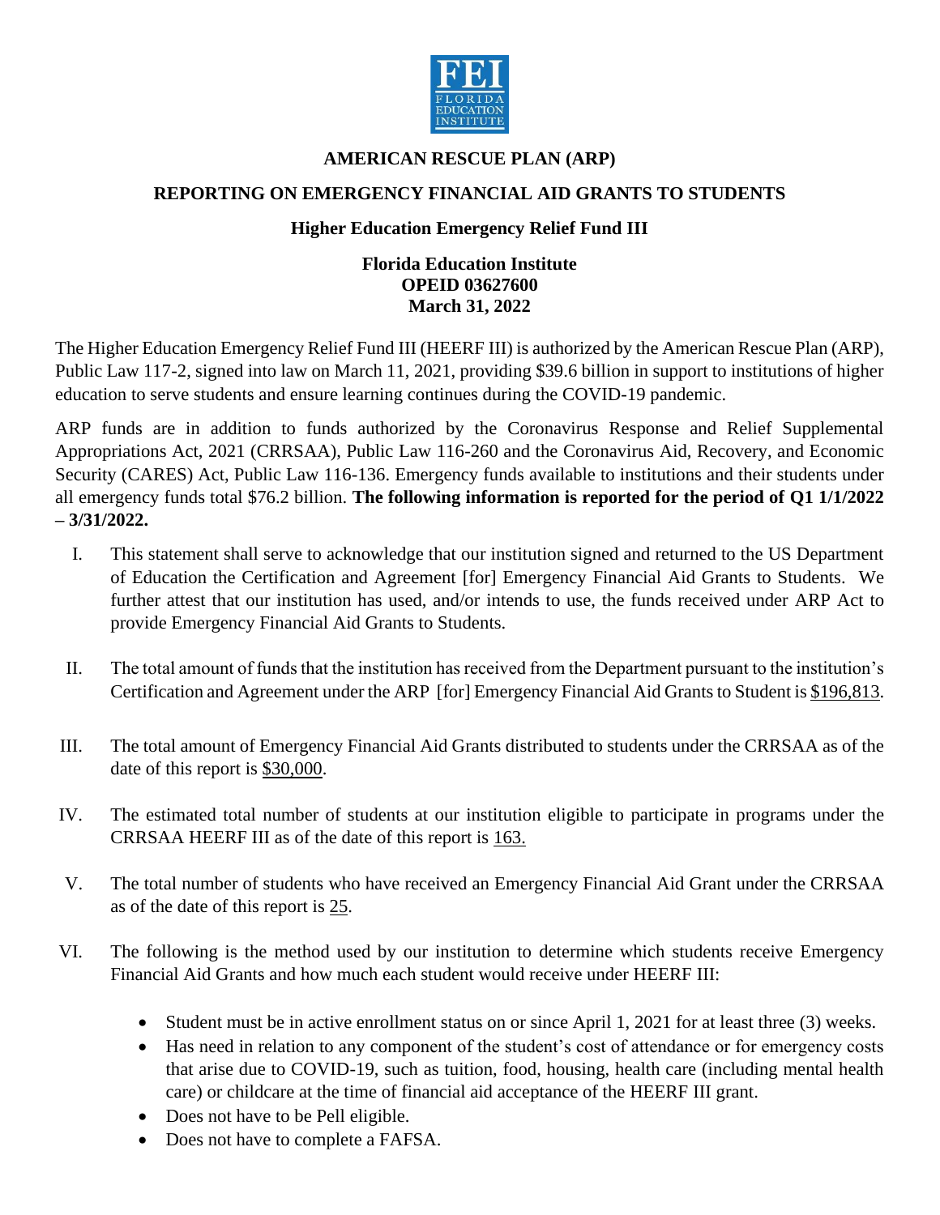FEI
FLORIDA EDUCATION INSTITUTE

## AMERICAN RESCUE PLAN (ARP)

## REPORTING ON EMERGENCY FINANCIAL AID GRANTS TO STUDENTS

### Higher Education Emergency Relief Fund III

**Florida Education Institute**
**OPEID 03627600**
**March 31, 2022**

The Higher Education Emergency Relief Fund III (HEERF III) is authorized by the American Rescue Plan (ARP), Public Law 117-2, signed into law on March 11, 2021, providing $39.6 billion in support to institutions of higher education to serve students and ensure learning continues during the COVID-19 pandemic.

ARP funds are in addition to funds authorized by the Coronavirus Response and Relief Supplemental Appropriations Act, 2021 (CRRSAA), Public Law 116-260 and the Coronavirus Aid, Recovery, and Economic Security (CARES) Act, Public Law 116-136. Emergency funds available to institutions and their students under all emergency funds total $76.2 billion. **The following information is reported for the period of Q1 1/1/2022 – 3/31/2022.**

I. This statement shall serve to acknowledge that our institution signed and returned to the US Department of Education the Certification and Agreement [for] Emergency Financial Aid Grants to Students. We further attest that our institution has used, and/or intends to use, the funds received under ARP Act to provide Emergency Financial Aid Grants to Students.

II. The total amount of funds that the institution has received from the Department pursuant to the institution's Certification and Agreement under the ARP [for] Emergency Financial Aid Grants to Student is $196,813.

III. The total amount of Emergency Financial Aid Grants distributed to students under the CRRSAA as of the date of this report is $30,000.

IV. The estimated total number of students at our institution eligible to participate in programs under the CRRSAA HEERF III as of the date of this report is 163.

V. The total number of students who have received an Emergency Financial Aid Grant under the CRRSAA as of the date of this report is 25.

VI. The following is the method used by our institution to determine which students receive Emergency Financial Aid Grants and how much each student would receive under HEERF III:

- Student must be in active enrollment status on or since April 1, 2021 for at least three (3) weeks.
- Has need in relation to any component of the student's cost of attendance or for emergency costs that arise due to COVID-19, such as tuition, food, housing, health care (including mental health care) or childcare at the time of financial aid acceptance of the HEERF III grant.
- Does not have to be Pell eligible.
- Does not have to complete a FAFSA.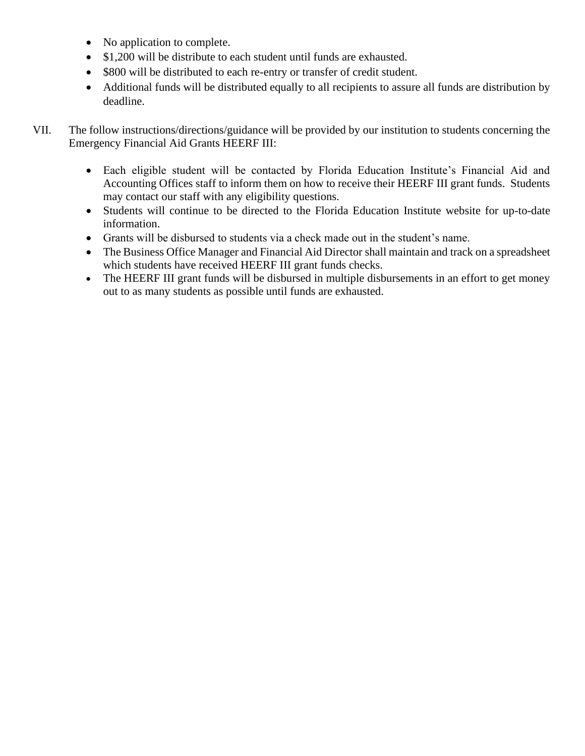- No application to complete.
- $1,200 will be distribute to each student until funds are exhausted.
- $800 will be distributed to each re-entry or transfer of credit student.
- Additional funds will be distributed equally to all recipients to assure all funds are distribution by deadline.

VII. The follow instructions/directions/guidance will be provided by our institution to students concerning the Emergency Financial Aid Grants HEERF III:

- Each eligible student will be contacted by Florida Education Institute's Financial Aid and Accounting Offices staff to inform them on how to receive their HEERF III grant funds. Students may contact our staff with any eligibility questions.
- Students will continue to be directed to the Florida Education Institute website for up-to-date information.
- Grants will be disbursed to students via a check made out in the student's name.
- The Business Office Manager and Financial Aid Director shall maintain and track on a spreadsheet which students have received HEERF III grant funds checks.
- The HEERF III grant funds will be disbursed in multiple disbursements in an effort to get money out to as many students as possible until funds are exhausted.